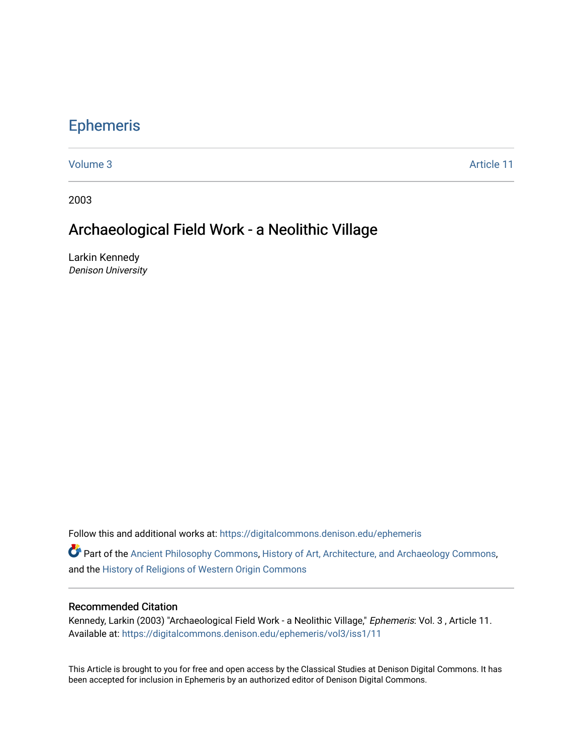# Ephemeris

Volume 3 | Article 11

2003

## Archaeological Field Work - a Neolithic Village

Larkin Kennedy
*Denison University*

Follow this and additional works at: https://digitalcommons.denison.edu/ephemeris

Part of the Ancient Philosophy Commons, History of Art, Architecture, and Archaeology Commons, and the History of Religions of Western Origin Commons

### Recommended Citation

Kennedy, Larkin (2003) "Archaeological Field Work - a Neolithic Village," *Ephemeris*: Vol. 3 , Article 11.
Available at: https://digitalcommons.denison.edu/ephemeris/vol3/iss1/11

This Article is brought to you for free and open access by the Classical Studies at Denison Digital Commons. It has been accepted for inclusion in Ephemeris by an authorized editor of Denison Digital Commons.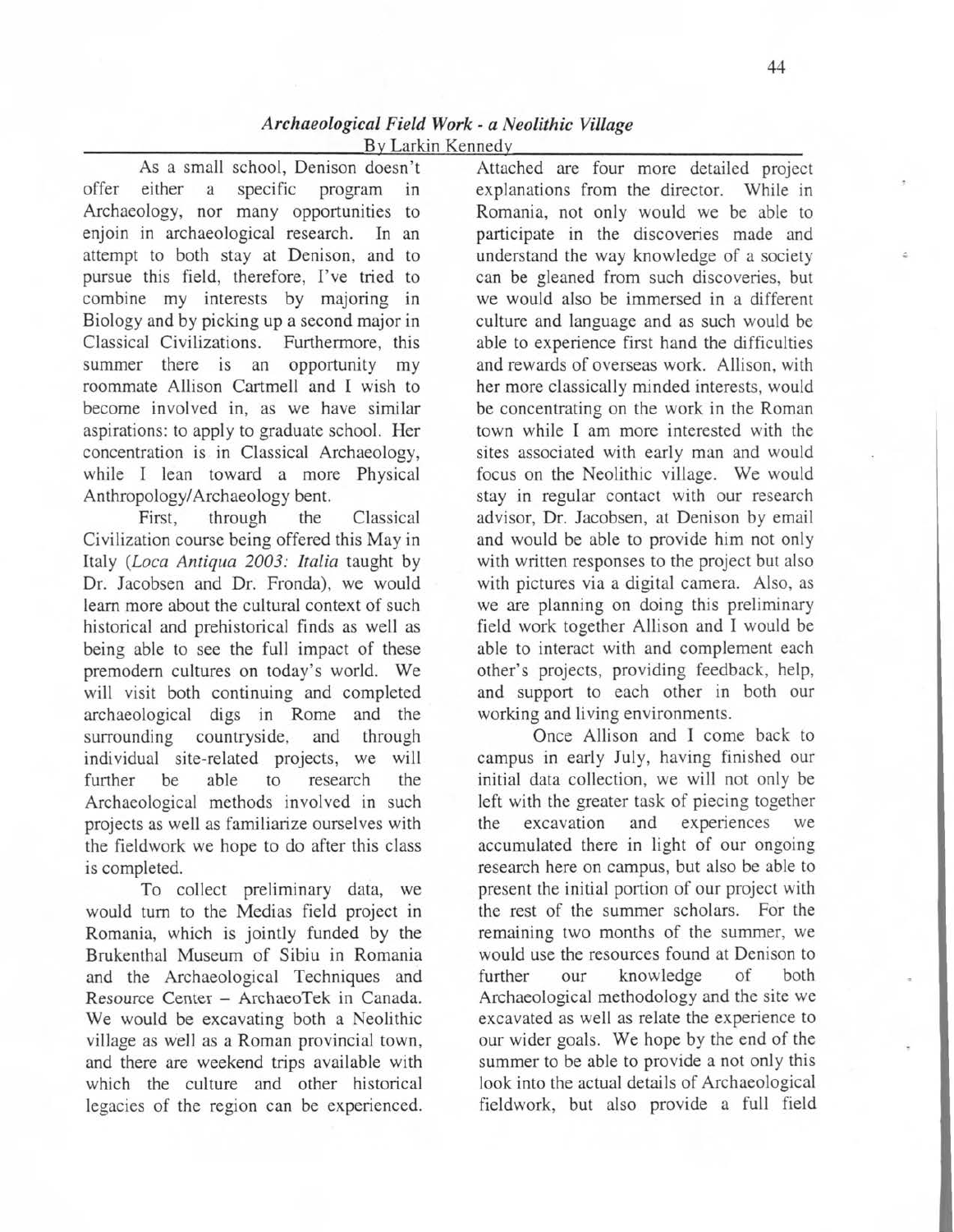### *Archaeological Field Work - a Neolithic Village*

By Larkin Kennedy

As a small school, Denison doesn't offer either a specific program in Archaeology, nor many opportunities to enjoin in archaeological research. In an attempt to both stay at Denison, and to pursue this field, therefore, I've tried to combine my interests by majoring in Biology and by picking up a second major in Classical Civilizations. Furthermore, this summer there is an opportunity my roommate Allison Cartmell and I wish to become involved in, as we have similar aspirations: to apply to graduate school. Her concentration is in Classical Archaeology, while I lean toward a more Physical Anthropology/Archaeology bent.

First, through the Classical Civilization course being offered this May in Italy (*Loca Antiqua 2003: Italia* taught by Dr. Jacobsen and Dr. Fronda), we would learn more about the cultural context of such historical and prehistorical finds as well as being able to see the full impact of these premodern cultures on today's world. We will visit both continuing and completed archaeological digs in Rome and the surrounding countryside, and through individual site-related projects, we will further be able to research the Archaeological methods involved in such projects as well as familiarize ourselves with the fieldwork we hope to do after this class is completed.

To collect preliminary data, we would turn to the Medias field project in Romania, which is jointly funded by the Brukenthal Museum of Sibiu in Romania and the Archaeological Techniques and Resource Center – ArchaeoTek in Canada. We would be excavating both a Neolithic village as well as a Roman provincial town, and there are weekend trips available with which the culture and other historical legacies of the region can be experienced. Attached are four more detailed project explanations from the director. While in Romania, not only would we be able to participate in the discoveries made and understand the way knowledge of a society can be gleaned from such discoveries, but we would also be immersed in a different culture and language and as such would be able to experience first hand the difficulties and rewards of overseas work. Allison, with her more classically minded interests, would be concentrating on the work in the Roman town while I am more interested with the sites associated with early man and would focus on the Neolithic village. We would stay in regular contact with our research advisor, Dr. Jacobsen, at Denison by email and would be able to provide him not only with written responses to the project but also with pictures via a digital camera. Also, as we are planning on doing this preliminary field work together Allison and I would be able to interact with and complement each other's projects, providing feedback, help, and support to each other in both our working and living environments.

Once Allison and I come back to campus in early July, having finished our initial data collection, we will not only be left with the greater task of piecing together the excavation and experiences we accumulated there in light of our ongoing research here on campus, but also be able to present the initial portion of our project with the rest of the summer scholars. For the remaining two months of the summer, we would use the resources found at Denison to further our knowledge of both Archaeological methodology and the site we excavated as well as relate the experience to our wider goals. We hope by the end of the summer to be able to provide a not only this look into the actual details of Archaeological fieldwork, but also provide a full field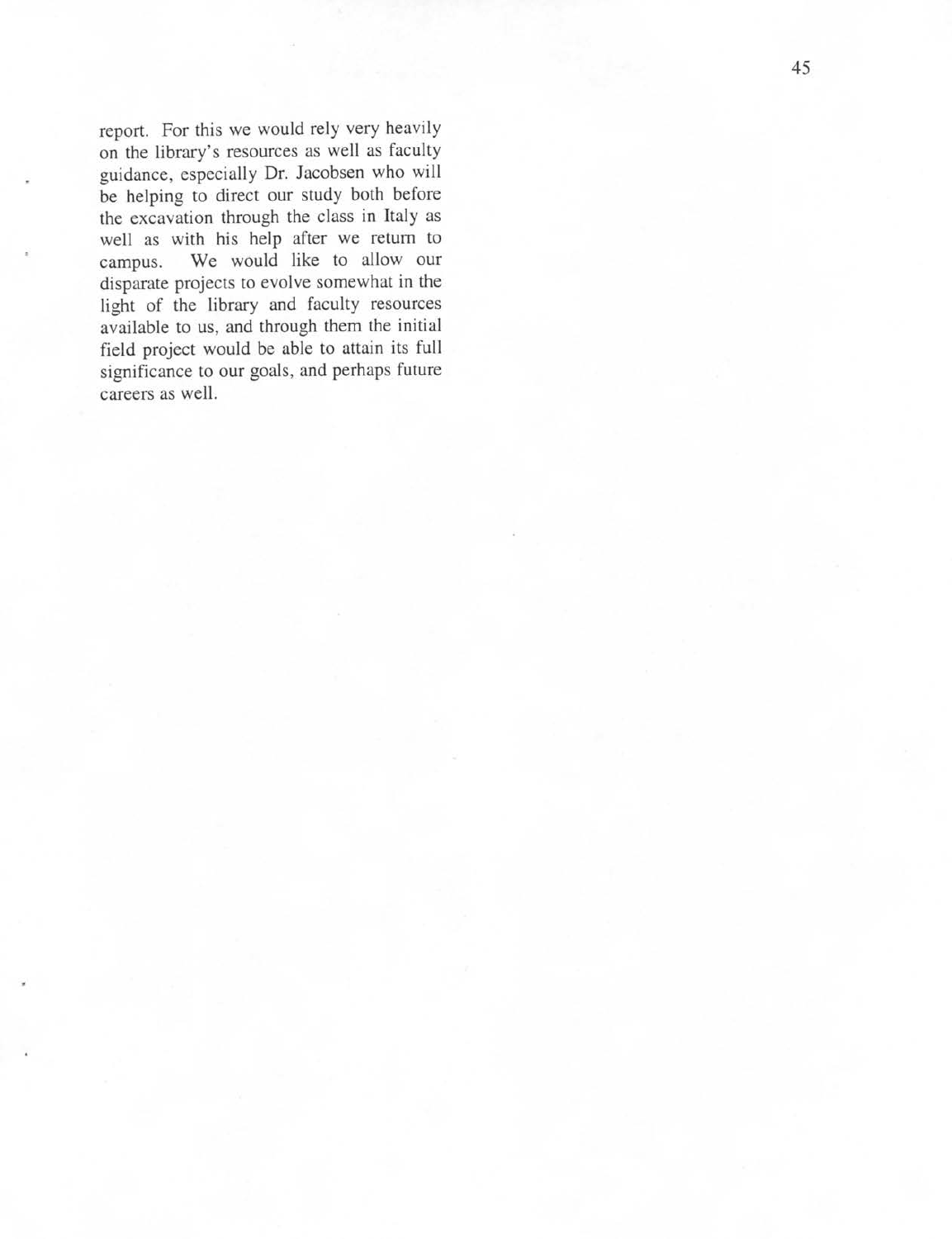report. For this we would rely very heavily on the library's resources as well as faculty guidance, especially Dr. Jacobsen who will be helping to direct our study both before the excavation through the class in Italy as well as with his help after we return to campus. We would like to allow our disparate projects to evolve somewhat in the light of the library and faculty resources available to us, and through them the initial field project would be able to attain its full significance to our goals, and perhaps future careers as well.